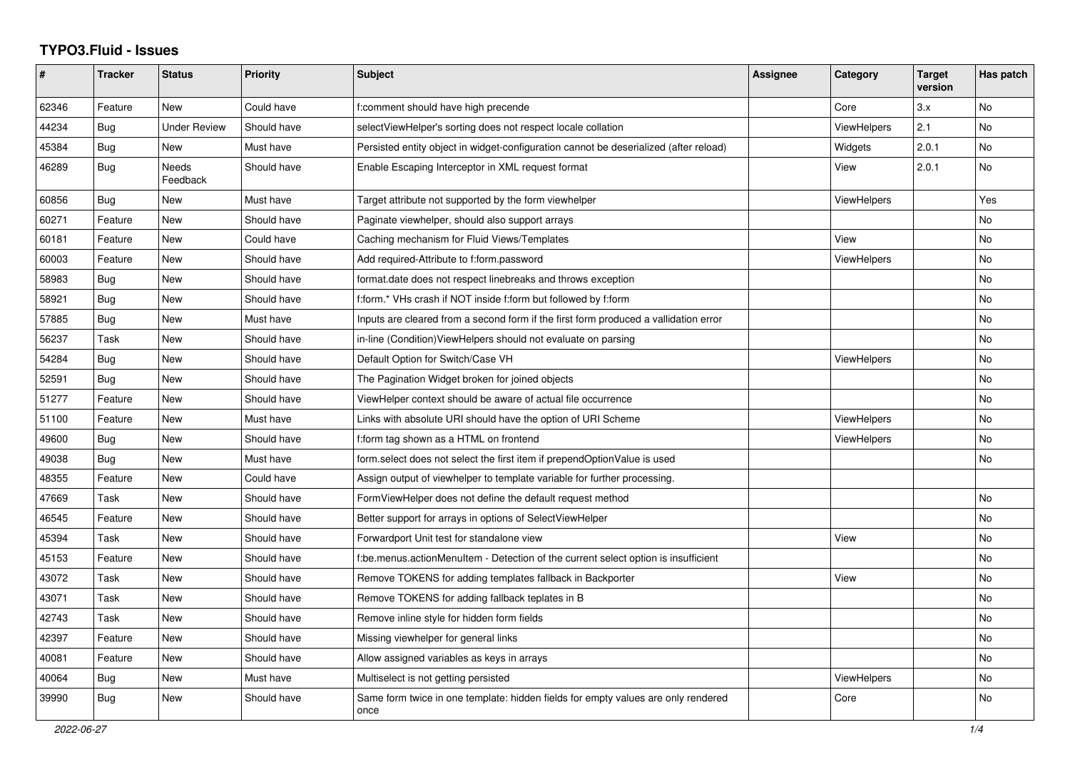# TYPO3.Fluid - Issues

| # | Tracker | Status | Priority | Subject | Assignee | Category | Target version | Has patch |
|---|---|---|---|---|---|---|---|---|
| 62346 | Feature | New | Could have | f:comment should have high precende | | Core | 3.x | No |
| 44234 | Bug | Under Review | Should have | selectViewHelper's sorting does not respect locale collation | | ViewHelpers | 2.1 | No |
| 45384 | Bug | New | Must have | Persisted entity object in widget-configuration cannot be deserialized (after reload) | | Widgets | 2.0.1 | No |
| 46289 | Bug | Needs Feedback | Should have | Enable Escaping Interceptor in XML request format | | View | 2.0.1 | No |
| 60856 | Bug | New | Must have | Target attribute not supported by the form viewhelper | | ViewHelpers | | Yes |
| 60271 | Feature | New | Should have | Paginate viewhelper, should also support arrays | | | | No |
| 60181 | Feature | New | Could have | Caching mechanism for Fluid Views/Templates | | View | | No |
| 60003 | Feature | New | Should have | Add required-Attribute to f:form.password | | ViewHelpers | | No |
| 58983 | Bug | New | Should have | format.date does not respect linebreaks and throws exception | | | | No |
| 58921 | Bug | New | Should have | f:form.* VHs crash if NOT inside f:form but followed by f:form | | | | No |
| 57885 | Bug | New | Must have | Inputs are cleared from a second form if the first form produced a vallidation error | | | | No |
| 56237 | Task | New | Should have | in-line (Condition)ViewHelpers should not evaluate on parsing | | | | No |
| 54284 | Bug | New | Should have | Default Option for Switch/Case VH | | ViewHelpers | | No |
| 52591 | Bug | New | Should have | The Pagination Widget broken for joined objects | | | | No |
| 51277 | Feature | New | Should have | ViewHelper context should be aware of actual file occurrence | | | | No |
| 51100 | Feature | New | Must have | Links with absolute URI should have the option of URI Scheme | | ViewHelpers | | No |
| 49600 | Bug | New | Should have | f:form tag shown as a HTML on frontend | | ViewHelpers | | No |
| 49038 | Bug | New | Must have | form.select does not select the first item if prependOptionValue is used | | | | No |
| 48355 | Feature | New | Could have | Assign output of viewhelper to template variable for further processing. | | | | |
| 47669 | Task | New | Should have | FormViewHelper does not define the default request method | | | | No |
| 46545 | Feature | New | Should have | Better support for arrays in options of SelectViewHelper | | | | No |
| 45394 | Task | New | Should have | Forwardport Unit test for standalone view | | View | | No |
| 45153 | Feature | New | Should have | f:be.menus.actionMenuItem - Detection of the current select option is insufficient | | | | No |
| 43072 | Task | New | Should have | Remove TOKENS for adding templates fallback in Backporter | | View | | No |
| 43071 | Task | New | Should have | Remove TOKENS for adding fallback teplates in B | | | | No |
| 42743 | Task | New | Should have | Remove inline style for hidden form fields | | | | No |
| 42397 | Feature | New | Should have | Missing viewhelper for general links | | | | No |
| 40081 | Feature | New | Should have | Allow assigned variables as keys in arrays | | | | No |
| 40064 | Bug | New | Must have | Multiselect is not getting persisted | | ViewHelpers | | No |
| 39990 | Bug | New | Should have | Same form twice in one template: hidden fields for empty values are only rendered once | | Core | | No |

2022-06-27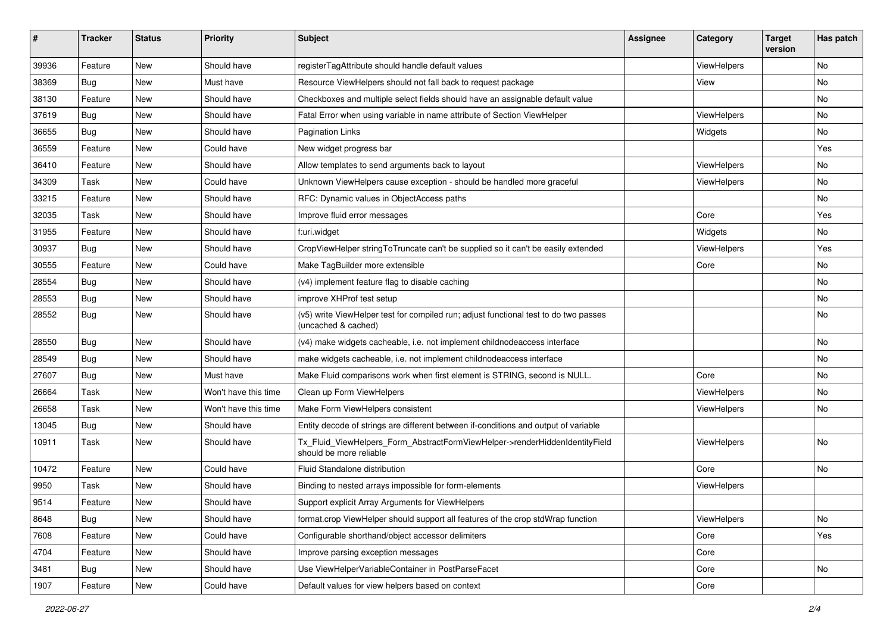| # | Tracker | Status | Priority | Subject | Assignee | Category | Target version | Has patch |
|---|---|---|---|---|---|---|---|---|
| 39936 | Feature | New | Should have | registerTagAttribute should handle default values | | ViewHelpers | | No |
| 38369 | Bug | New | Must have | Resource ViewHelpers should not fall back to request package | | View | | No |
| 38130 | Feature | New | Should have | Checkboxes and multiple select fields should have an assignable default value | | | | No |
| 37619 | Bug | New | Should have | Fatal Error when using variable in name attribute of Section ViewHelper | | ViewHelpers | | No |
| 36655 | Bug | New | Should have | Pagination Links | | Widgets | | No |
| 36559 | Feature | New | Could have | New widget progress bar | | | | Yes |
| 36410 | Feature | New | Should have | Allow templates to send arguments back to layout | | ViewHelpers | | No |
| 34309 | Task | New | Could have | Unknown ViewHelpers cause exception - should be handled more graceful | | ViewHelpers | | No |
| 33215 | Feature | New | Should have | RFC: Dynamic values in ObjectAccess paths | | | | No |
| 32035 | Task | New | Should have | Improve fluid error messages | | Core | | Yes |
| 31955 | Feature | New | Should have | f:uri.widget | | Widgets | | No |
| 30937 | Bug | New | Should have | CropViewHelper stringToTruncate can't be supplied so it can't be easily extended | | ViewHelpers | | Yes |
| 30555 | Feature | New | Could have | Make TagBuilder more extensible | | Core | | No |
| 28554 | Bug | New | Should have | (v4) implement feature flag to disable caching | | | | No |
| 28553 | Bug | New | Should have | improve XHProf test setup | | | | No |
| 28552 | Bug | New | Should have | (v5) write ViewHelper test for compiled run; adjust functional test to do two passes (uncached & cached) | | | | No |
| 28550 | Bug | New | Should have | (v4) make widgets cacheable, i.e. not implement childnodeaccess interface | | | | No |
| 28549 | Bug | New | Should have | make widgets cacheable, i.e. not implement childnodeaccess interface | | | | No |
| 27607 | Bug | New | Must have | Make Fluid comparisons work when first element is STRING, second is NULL. | | Core | | No |
| 26664 | Task | New | Won't have this time | Clean up Form ViewHelpers | | ViewHelpers | | No |
| 26658 | Task | New | Won't have this time | Make Form ViewHelpers consistent | | ViewHelpers | | No |
| 13045 | Bug | New | Should have | Entity decode of strings are different between if-conditions and output of variable | | | | |
| 10911 | Task | New | Should have | Tx_Fluid_ViewHelpers_Form_AbstractFormViewHelper->renderHiddenIdentityField should be more reliable | | ViewHelpers | | No |
| 10472 | Feature | New | Could have | Fluid Standalone distribution | | Core | | No |
| 9950 | Task | New | Should have | Binding to nested arrays impossible for form-elements | | ViewHelpers | | |
| 9514 | Feature | New | Should have | Support explicit Array Arguments for ViewHelpers | | | | |
| 8648 | Bug | New | Should have | format.crop ViewHelper should support all features of the crop stdWrap function | | ViewHelpers | | No |
| 7608 | Feature | New | Could have | Configurable shorthand/object accessor delimiters | | Core | | Yes |
| 4704 | Feature | New | Should have | Improve parsing exception messages | | Core | | |
| 3481 | Bug | New | Should have | Use ViewHelperVariableContainer in PostParseFacet | | Core | | No |
| 1907 | Feature | New | Could have | Default values for view helpers based on context | | Core | | |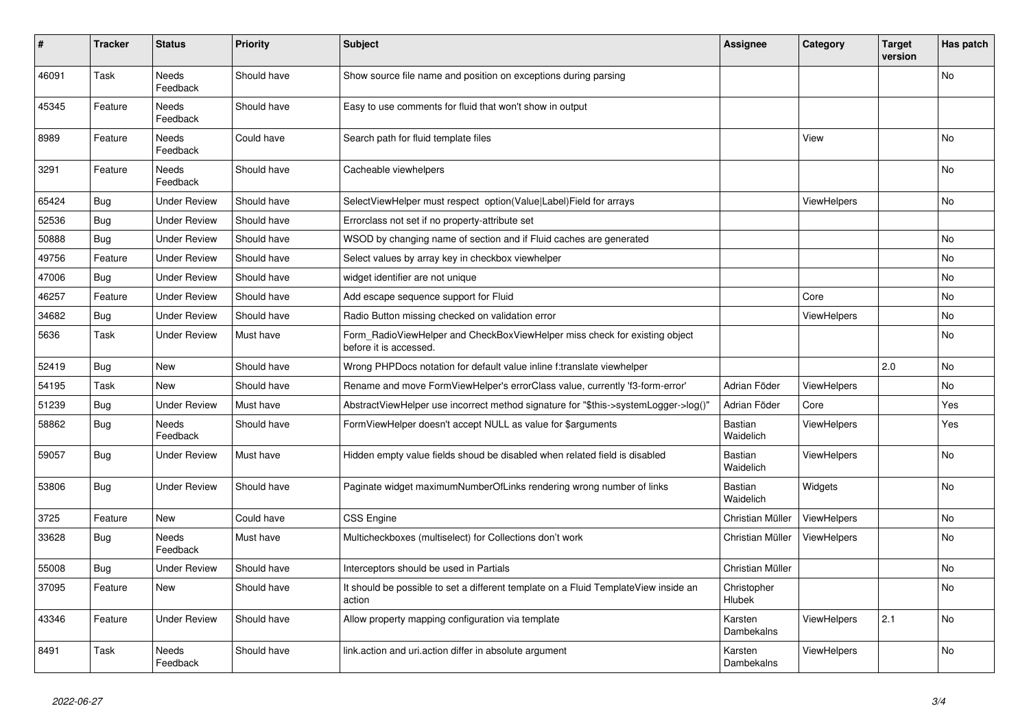| # | Tracker | Status | Priority | Subject | Assignee | Category | Target version | Has patch |
|---|---|---|---|---|---|---|---|---|
| 46091 | Task | Needs Feedback | Should have | Show source file name and position on exceptions during parsing | | | | No |
| 45345 | Feature | Needs Feedback | Should have | Easy to use comments for fluid that won't show in output | | | | |
| 8989 | Feature | Needs Feedback | Could have | Search path for fluid template files | | View | | No |
| 3291 | Feature | Needs Feedback | Should have | Cacheable viewhelpers | | | | No |
| 65424 | Bug | Under Review | Should have | SelectViewHelper must respect option(Value\|Label)Field for arrays | | ViewHelpers | | No |
| 52536 | Bug | Under Review | Should have | Errorclass not set if no property-attribute set | | | | |
| 50888 | Bug | Under Review | Should have | WSOD by changing name of section and if Fluid caches are generated | | | | No |
| 49756 | Feature | Under Review | Should have | Select values by array key in checkbox viewhelper | | | | No |
| 47006 | Bug | Under Review | Should have | widget identifier are not unique | | | | No |
| 46257 | Feature | Under Review | Should have | Add escape sequence support for Fluid | | Core | | No |
| 34682 | Bug | Under Review | Should have | Radio Button missing checked on validation error | | ViewHelpers | | No |
| 5636 | Task | Under Review | Must have | Form_RadioViewHelper and CheckBoxViewHelper miss check for existing object before it is accessed. | | | | No |
| 52419 | Bug | New | Should have | Wrong PHPDocs notation for default value inline f:translate viewhelper | | | 2.0 | No |
| 54195 | Task | New | Should have | Rename and move FormViewHelper's errorClass value, currently 'f3-form-error' | Adrian Föder | ViewHelpers | | No |
| 51239 | Bug | Under Review | Must have | AbstractViewHelper use incorrect method signature for "$this->systemLogger->log()" | Adrian Föder | Core | | Yes |
| 58862 | Bug | Needs Feedback | Should have | FormViewHelper doesn't accept NULL as value for $arguments | Bastian Waidelich | ViewHelpers | | Yes |
| 59057 | Bug | Under Review | Must have | Hidden empty value fields shoud be disabled when related field is disabled | Bastian Waidelich | ViewHelpers | | No |
| 53806 | Bug | Under Review | Should have | Paginate widget maximumNumberOfLinks rendering wrong number of links | Bastian Waidelich | Widgets | | No |
| 3725 | Feature | New | Could have | CSS Engine | Christian Müller | ViewHelpers | | No |
| 33628 | Bug | Needs Feedback | Must have | Multicheckboxes (multiselect) for Collections don't work | Christian Müller | ViewHelpers | | No |
| 55008 | Bug | Under Review | Should have | Interceptors should be used in Partials | Christian Müller | | | No |
| 37095 | Feature | New | Should have | It should be possible to set a different template on a Fluid TemplateView inside an action | Christopher Hlubek | | | No |
| 43346 | Feature | Under Review | Should have | Allow property mapping configuration via template | Karsten Dambekalns | ViewHelpers | 2.1 | No |
| 8491 | Task | Needs Feedback | Should have | link.action and uri.action differ in absolute argument | Karsten Dambekalns | ViewHelpers | | No |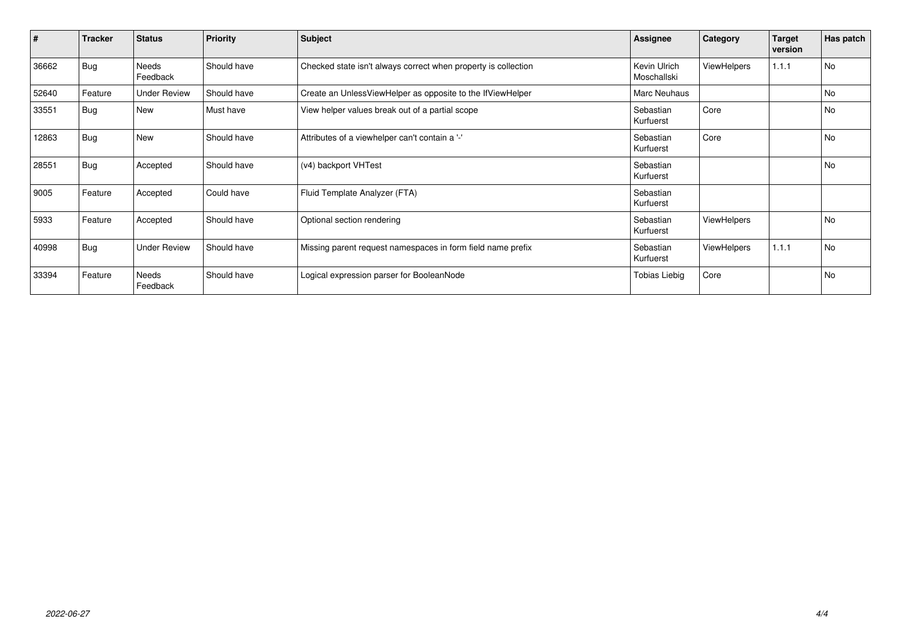| # | Tracker | Status | Priority | Subject | Assignee | Category | Target version | Has patch |
|---|---|---|---|---|---|---|---|---|
| 36662 | Bug | Needs Feedback | Should have | Checked state isn't always correct when property is collection | Kevin Ulrich Moschallski | ViewHelpers | 1.1.1 | No |
| 52640 | Feature | Under Review | Should have | Create an UnlessViewHelper as opposite to the IfViewHelper | Marc Neuhaus | | | No |
| 33551 | Bug | New | Must have | View helper values break out of a partial scope | Sebastian Kurfuerst | Core | | No |
| 12863 | Bug | New | Should have | Attributes of a viewhelper can't contain a '-' | Sebastian Kurfuerst | Core | | No |
| 28551 | Bug | Accepted | Should have | (v4) backport VHTest | Sebastian Kurfuerst | | | No |
| 9005 | Feature | Accepted | Could have | Fluid Template Analyzer (FTA) | Sebastian Kurfuerst | | | |
| 5933 | Feature | Accepted | Should have | Optional section rendering | Sebastian Kurfuerst | ViewHelpers | | No |
| 40998 | Bug | Under Review | Should have | Missing parent request namespaces in form field name prefix | Sebastian Kurfuerst | ViewHelpers | 1.1.1 | No |
| 33394 | Feature | Needs Feedback | Should have | Logical expression parser for BooleanNode | Tobias Liebig | Core | | No |

*2022-06-27*